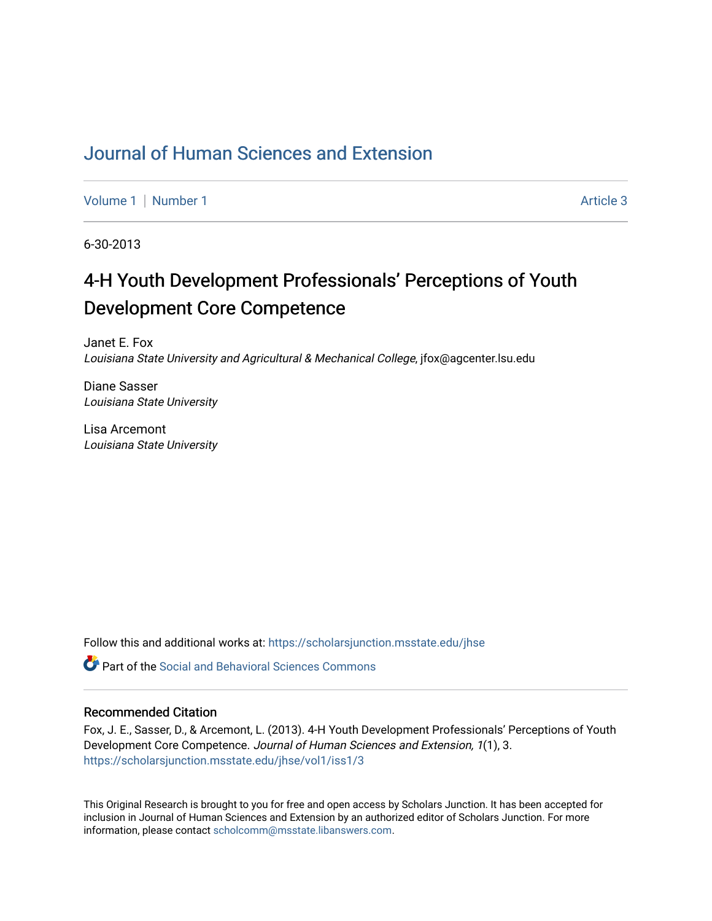# Journal of Human Sciences and Extension

Volume 1 | Number 1 | Article 3

6-30-2013

## 4-H Youth Development Professionals' Perceptions of Youth Development Core Competence

Janet E. Fox
*Louisiana State University and Agricultural & Mechanical College*, jfox@agcenter.lsu.edu

Diane Sasser
*Louisiana State University*

Lisa Arcemont
*Louisiana State University*

Follow this and additional works at: https://scholarsjunction.msstate.edu/jhse

Part of the Social and Behavioral Sciences Commons

### Recommended Citation

Fox, J. E., Sasser, D., & Arcemont, L. (2013). 4-H Youth Development Professionals' Perceptions of Youth Development Core Competence. *Journal of Human Sciences and Extension, 1*(1), 3. https://scholarsjunction.msstate.edu/jhse/vol1/iss1/3

This Original Research is brought to you for free and open access by Scholars Junction. It has been accepted for inclusion in Journal of Human Sciences and Extension by an authorized editor of Scholars Junction. For more information, please contact scholcomm@msstate.libanswers.com.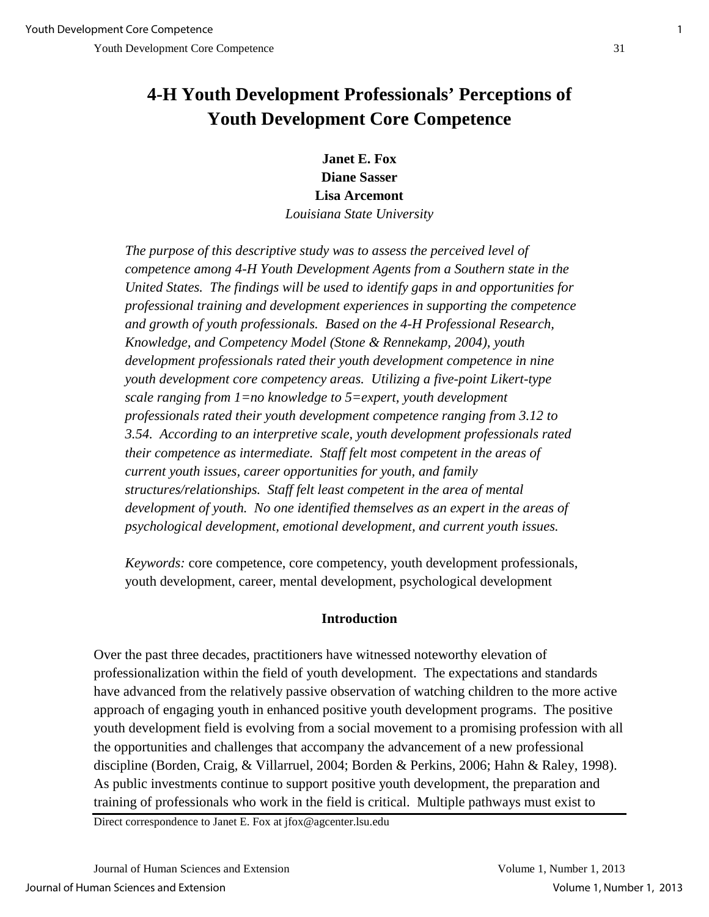# 4-H Youth Development Professionals' Perceptions of Youth Development Core Competence

**Janet E. Fox**
**Diane Sasser**
**Lisa Arcemont**
*Louisiana State University*

*The purpose of this descriptive study was to assess the perceived level of competence among 4-H Youth Development Agents from a Southern state in the United States. The findings will be used to identify gaps in and opportunities for professional training and development experiences in supporting the competence and growth of youth professionals. Based on the 4-H Professional Research, Knowledge, and Competency Model (Stone & Rennekamp, 2004), youth development professionals rated their youth development competence in nine youth development core competency areas. Utilizing a five-point Likert-type scale ranging from 1=no knowledge to 5=expert, youth development professionals rated their youth development competence ranging from 3.12 to 3.54. According to an interpretive scale, youth development professionals rated their competence as intermediate. Staff felt most competent in the areas of current youth issues, career opportunities for youth, and family structures/relationships. Staff felt least competent in the area of mental development of youth. No one identified themselves as an expert in the areas of psychological development, emotional development, and current youth issues.*

*Keywords:* core competence, core competency, youth development professionals, youth development, career, mental development, psychological development

## Introduction

Over the past three decades, practitioners have witnessed noteworthy elevation of professionalization within the field of youth development. The expectations and standards have advanced from the relatively passive observation of watching children to the more active approach of engaging youth in enhanced positive youth development programs. The positive youth development field is evolving from a social movement to a promising profession with all the opportunities and challenges that accompany the advancement of a new professional discipline (Borden, Craig, & Villarruel, 2004; Borden & Perkins, 2006; Hahn & Raley, 1998). As public investments continue to support positive youth development, the preparation and training of professionals who work in the field is critical. Multiple pathways must exist to

Direct correspondence to Janet E. Fox at jfox@agcenter.lsu.edu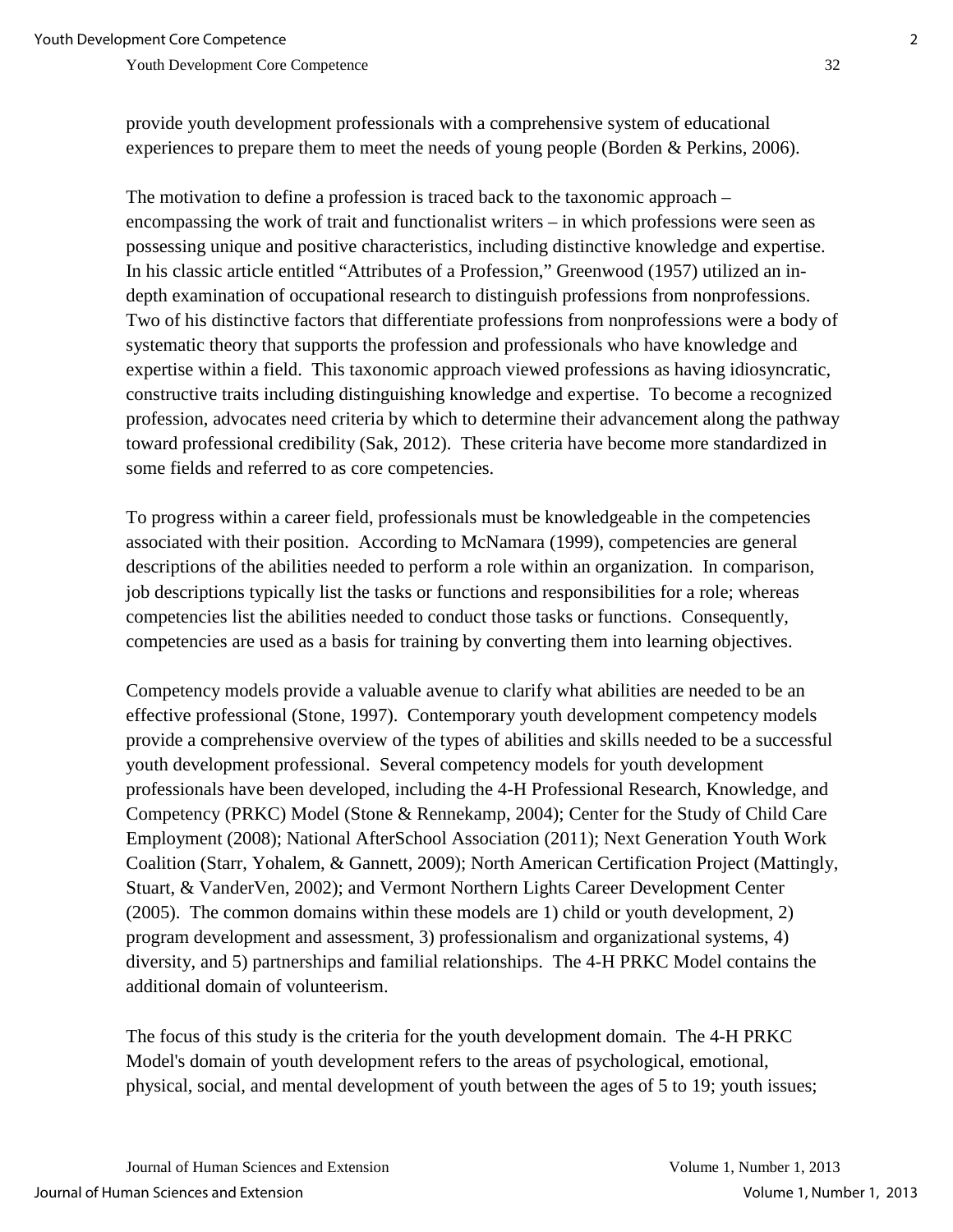provide youth development professionals with a comprehensive system of educational experiences to prepare them to meet the needs of young people (Borden & Perkins, 2006).

The motivation to define a profession is traced back to the taxonomic approach – encompassing the work of trait and functionalist writers – in which professions were seen as possessing unique and positive characteristics, including distinctive knowledge and expertise. In his classic article entitled "Attributes of a Profession," Greenwood (1957) utilized an in-depth examination of occupational research to distinguish professions from nonprofessions. Two of his distinctive factors that differentiate professions from nonprofessions were a body of systematic theory that supports the profession and professionals who have knowledge and expertise within a field. This taxonomic approach viewed professions as having idiosyncratic, constructive traits including distinguishing knowledge and expertise. To become a recognized profession, advocates need criteria by which to determine their advancement along the pathway toward professional credibility (Sak, 2012). These criteria have become more standardized in some fields and referred to as core competencies.

To progress within a career field, professionals must be knowledgeable in the competencies associated with their position. According to McNamara (1999), competencies are general descriptions of the abilities needed to perform a role within an organization. In comparison, job descriptions typically list the tasks or functions and responsibilities for a role; whereas competencies list the abilities needed to conduct those tasks or functions. Consequently, competencies are used as a basis for training by converting them into learning objectives.

Competency models provide a valuable avenue to clarify what abilities are needed to be an effective professional (Stone, 1997). Contemporary youth development competency models provide a comprehensive overview of the types of abilities and skills needed to be a successful youth development professional. Several competency models for youth development professionals have been developed, including the 4-H Professional Research, Knowledge, and Competency (PRKC) Model (Stone & Rennekamp, 2004); Center for the Study of Child Care Employment (2008); National AfterSchool Association (2011); Next Generation Youth Work Coalition (Starr, Yohalem, & Gannett, 2009); North American Certification Project (Mattingly, Stuart, & VanderVen, 2002); and Vermont Northern Lights Career Development Center (2005). The common domains within these models are 1) child or youth development, 2) program development and assessment, 3) professionalism and organizational systems, 4) diversity, and 5) partnerships and familial relationships. The 4-H PRKC Model contains the additional domain of volunteerism.

The focus of this study is the criteria for the youth development domain. The 4-H PRKC Model's domain of youth development refers to the areas of psychological, emotional, physical, social, and mental development of youth between the ages of 5 to 19; youth issues;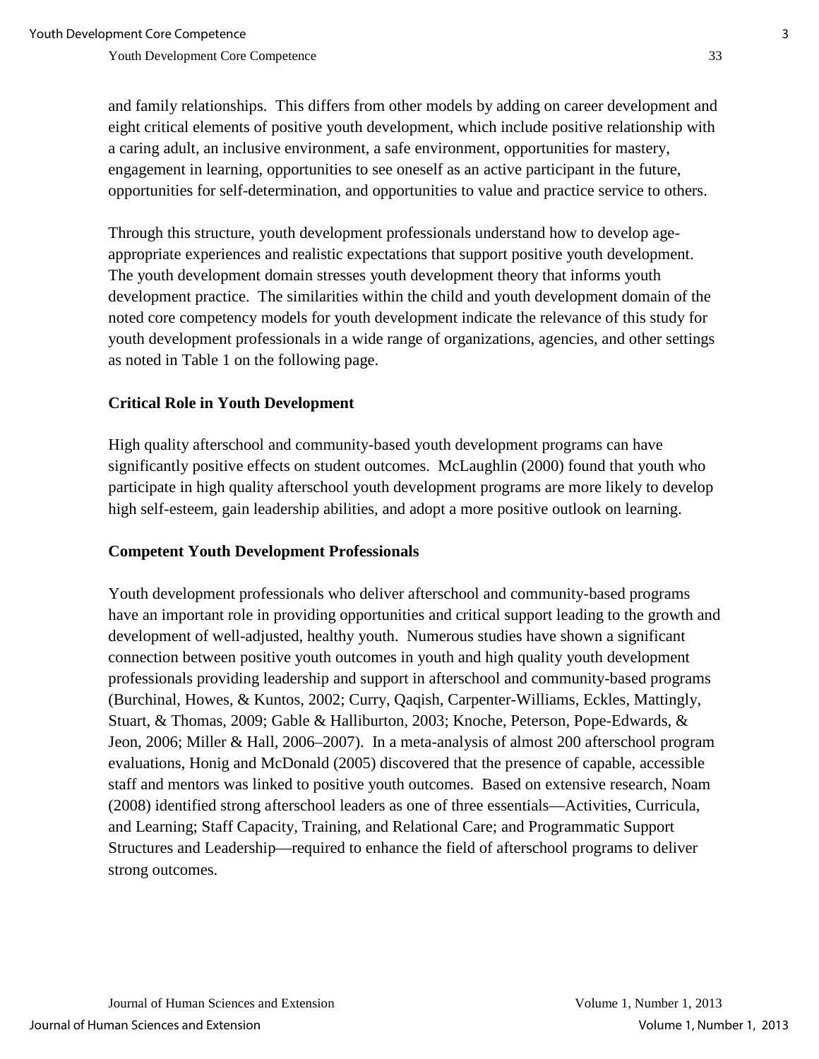and family relationships. This differs from other models by adding on career development and eight critical elements of positive youth development, which include positive relationship with a caring adult, an inclusive environment, a safe environment, opportunities for mastery, engagement in learning, opportunities to see oneself as an active participant in the future, opportunities for self-determination, and opportunities to value and practice service to others.

Through this structure, youth development professionals understand how to develop age-appropriate experiences and realistic expectations that support positive youth development. The youth development domain stresses youth development theory that informs youth development practice. The similarities within the child and youth development domain of the noted core competency models for youth development indicate the relevance of this study for youth development professionals in a wide range of organizations, agencies, and other settings as noted in Table 1 on the following page.

## Critical Role in Youth Development

High quality afterschool and community-based youth development programs can have significantly positive effects on student outcomes. McLaughlin (2000) found that youth who participate in high quality afterschool youth development programs are more likely to develop high self-esteem, gain leadership abilities, and adopt a more positive outlook on learning.

## Competent Youth Development Professionals

Youth development professionals who deliver afterschool and community-based programs have an important role in providing opportunities and critical support leading to the growth and development of well-adjusted, healthy youth. Numerous studies have shown a significant connection between positive youth outcomes in youth and high quality youth development professionals providing leadership and support in afterschool and community-based programs (Burchinal, Howes, & Kuntos, 2002; Curry, Qaqish, Carpenter-Williams, Eckles, Mattingly, Stuart, & Thomas, 2009; Gable & Halliburton, 2003; Knoche, Peterson, Pope-Edwards, & Jeon, 2006; Miller & Hall, 2006–2007). In a meta-analysis of almost 200 afterschool program evaluations, Honig and McDonald (2005) discovered that the presence of capable, accessible staff and mentors was linked to positive youth outcomes. Based on extensive research, Noam (2008) identified strong afterschool leaders as one of three essentials—Activities, Curricula, and Learning; Staff Capacity, Training, and Relational Care; and Programmatic Support Structures and Leadership—required to enhance the field of afterschool programs to deliver strong outcomes.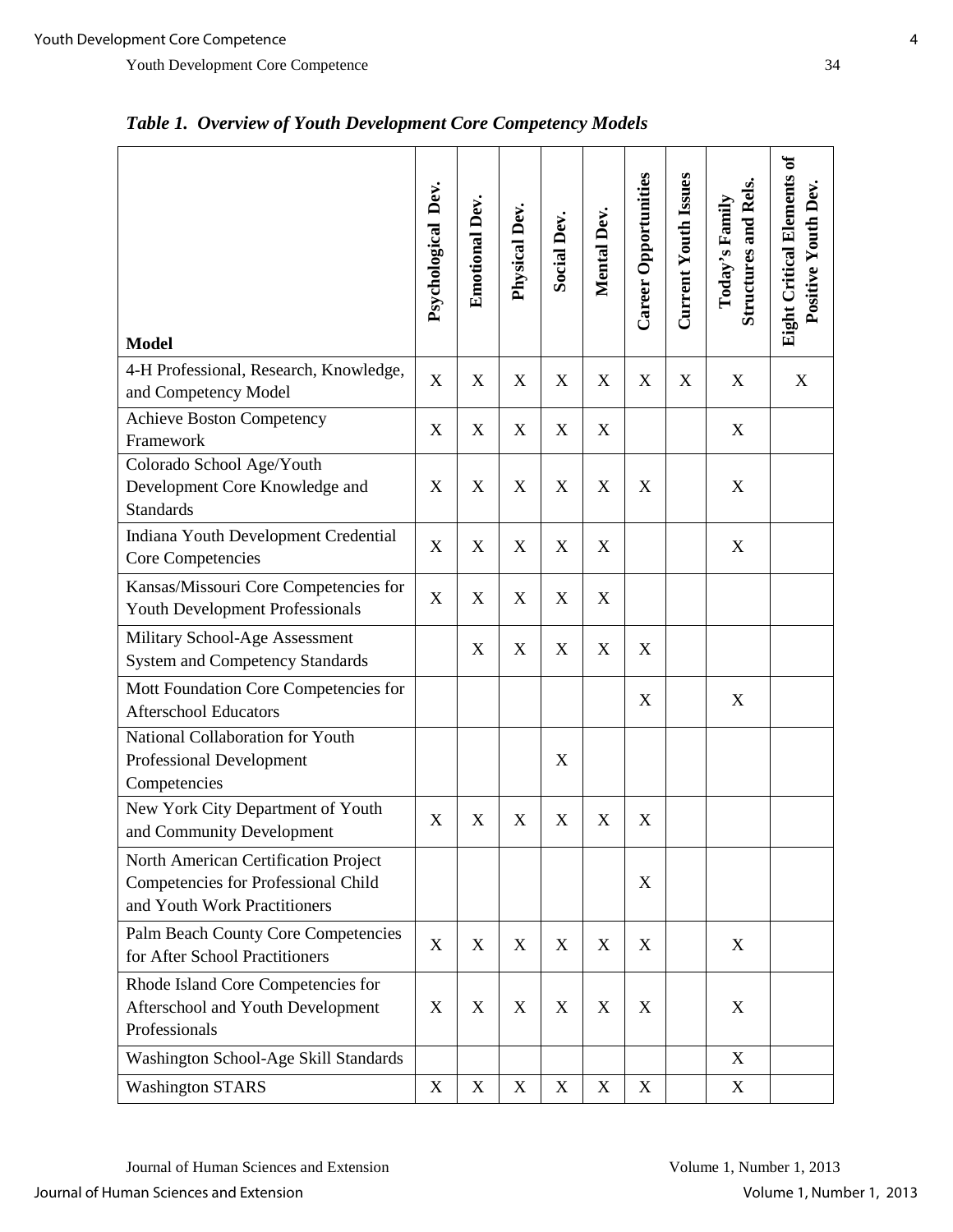*Table 1. Overview of Youth Development Core Competency Models*

| Model | Psychological Dev. | Emotional Dev. | Physical Dev. | Social Dev. | Mental Dev. | Career Opportunities | Current Youth Issues | Today's Family Structures and Rels. | Eight Critical Elements of Positive Youth Dev. |
|---|---|---|---|---|---|---|---|---|---|
| 4-H Professional, Research, Knowledge, and Competency Model | X | X | X | X | X | X | X | X | X |
| Achieve Boston Competency Framework | X | X | X | X | X | | | X | |
| Colorado School Age/Youth Development Core Knowledge and Standards | X | X | X | X | X | X | | X | |
| Indiana Youth Development Credential Core Competencies | X | X | X | X | X | | | X | |
| Kansas/Missouri Core Competencies for Youth Development Professionals | X | X | X | X | X | | | | |
| Military School-Age Assessment System and Competency Standards | | X | X | X | X | X | | | |
| Mott Foundation Core Competencies for Afterschool Educators | | | | | | X | | X | |
| National Collaboration for Youth Professional Development Competencies | | | | X | | | | | |
| New York City Department of Youth and Community Development | X | X | X | X | X | X | | | |
| North American Certification Project Competencies for Professional Child and Youth Work Practitioners | | | | | | X | | | |
| Palm Beach County Core Competencies for After School Practitioners | X | X | X | X | X | X | | X | |
| Rhode Island Core Competencies for Afterschool and Youth Development Professionals | X | X | X | X | X | X | | X | |
| Washington School-Age Skill Standards | | | | | | | | X | |
| Washington STARS | X | X | X | X | X | X | | X | |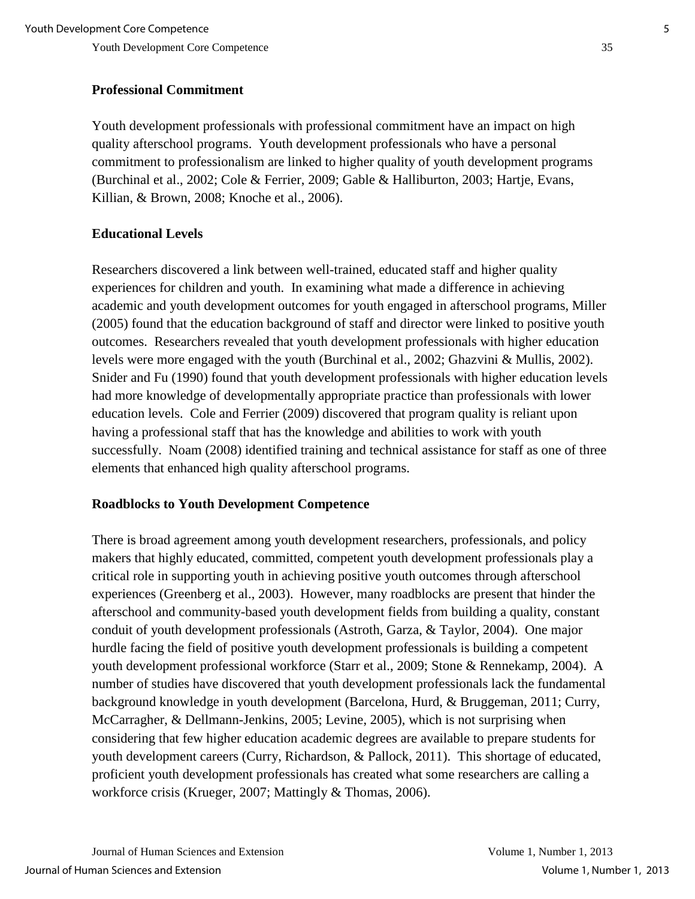### Professional Commitment

Youth development professionals with professional commitment have an impact on high quality afterschool programs. Youth development professionals who have a personal commitment to professionalism are linked to higher quality of youth development programs (Burchinal et al., 2002; Cole & Ferrier, 2009; Gable & Halliburton, 2003; Hartje, Evans, Killian, & Brown, 2008; Knoche et al., 2006).

### Educational Levels

Researchers discovered a link between well-trained, educated staff and higher quality experiences for children and youth. In examining what made a difference in achieving academic and youth development outcomes for youth engaged in afterschool programs, Miller (2005) found that the education background of staff and director were linked to positive youth outcomes. Researchers revealed that youth development professionals with higher education levels were more engaged with the youth (Burchinal et al., 2002; Ghazvini & Mullis, 2002). Snider and Fu (1990) found that youth development professionals with higher education levels had more knowledge of developmentally appropriate practice than professionals with lower education levels. Cole and Ferrier (2009) discovered that program quality is reliant upon having a professional staff that has the knowledge and abilities to work with youth successfully. Noam (2008) identified training and technical assistance for staff as one of three elements that enhanced high quality afterschool programs.

### Roadblocks to Youth Development Competence

There is broad agreement among youth development researchers, professionals, and policy makers that highly educated, committed, competent youth development professionals play a critical role in supporting youth in achieving positive youth outcomes through afterschool experiences (Greenberg et al., 2003). However, many roadblocks are present that hinder the afterschool and community-based youth development fields from building a quality, constant conduit of youth development professionals (Astroth, Garza, & Taylor, 2004). One major hurdle facing the field of positive youth development professionals is building a competent youth development professional workforce (Starr et al., 2009; Stone & Rennekamp, 2004). A number of studies have discovered that youth development professionals lack the fundamental background knowledge in youth development (Barcelona, Hurd, & Bruggeman, 2011; Curry, McCarragher, & Dellmann-Jenkins, 2005; Levine, 2005), which is not surprising when considering that few higher education academic degrees are available to prepare students for youth development careers (Curry, Richardson, & Pallock, 2011). This shortage of educated, proficient youth development professionals has created what some researchers are calling a workforce crisis (Krueger, 2007; Mattingly & Thomas, 2006).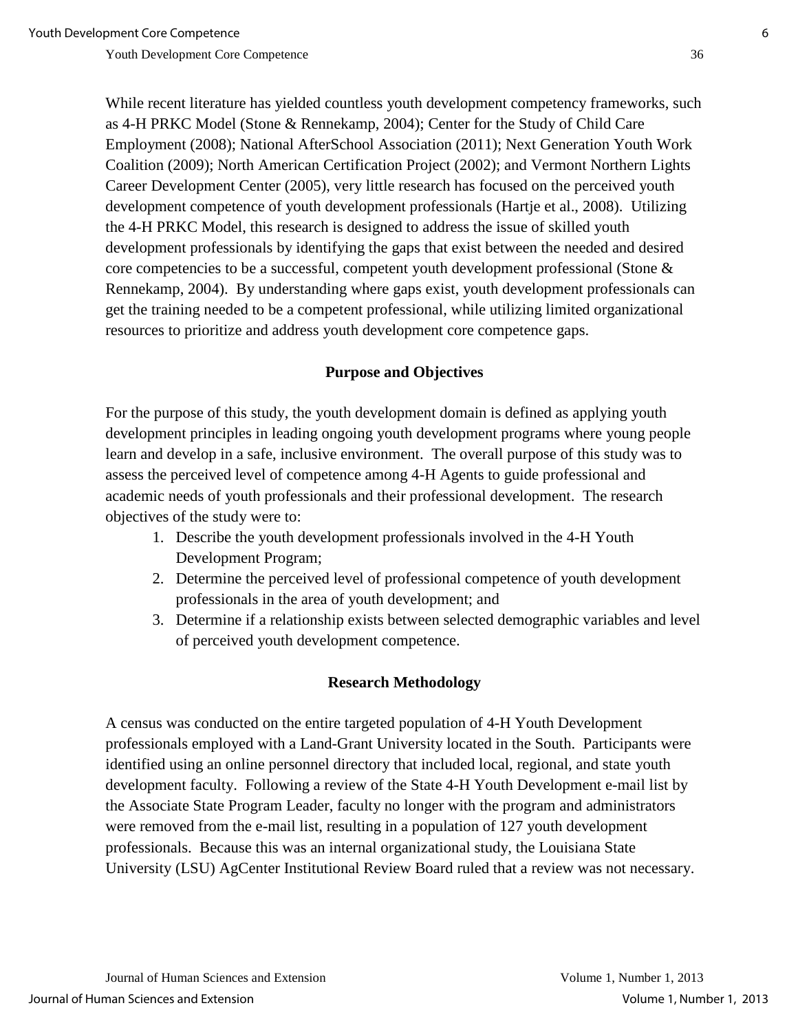While recent literature has yielded countless youth development competency frameworks, such as 4-H PRKC Model (Stone & Rennekamp, 2004); Center for the Study of Child Care Employment (2008); National AfterSchool Association (2011); Next Generation Youth Work Coalition (2009); North American Certification Project (2002); and Vermont Northern Lights Career Development Center (2005), very little research has focused on the perceived youth development competence of youth development professionals (Hartje et al., 2008). Utilizing the 4-H PRKC Model, this research is designed to address the issue of skilled youth development professionals by identifying the gaps that exist between the needed and desired core competencies to be a successful, competent youth development professional (Stone & Rennekamp, 2004). By understanding where gaps exist, youth development professionals can get the training needed to be a competent professional, while utilizing limited organizational resources to prioritize and address youth development core competence gaps.

## Purpose and Objectives

For the purpose of this study, the youth development domain is defined as applying youth development principles in leading ongoing youth development programs where young people learn and develop in a safe, inclusive environment. The overall purpose of this study was to assess the perceived level of competence among 4-H Agents to guide professional and academic needs of youth professionals and their professional development. The research objectives of the study were to:

1. Describe the youth development professionals involved in the 4-H Youth Development Program;
2. Determine the perceived level of professional competence of youth development professionals in the area of youth development; and
3. Determine if a relationship exists between selected demographic variables and level of perceived youth development competence.

## Research Methodology

A census was conducted on the entire targeted population of 4-H Youth Development professionals employed with a Land-Grant University located in the South. Participants were identified using an online personnel directory that included local, regional, and state youth development faculty. Following a review of the State 4-H Youth Development e-mail list by the Associate State Program Leader, faculty no longer with the program and administrators were removed from the e-mail list, resulting in a population of 127 youth development professionals. Because this was an internal organizational study, the Louisiana State University (LSU) AgCenter Institutional Review Board ruled that a review was not necessary.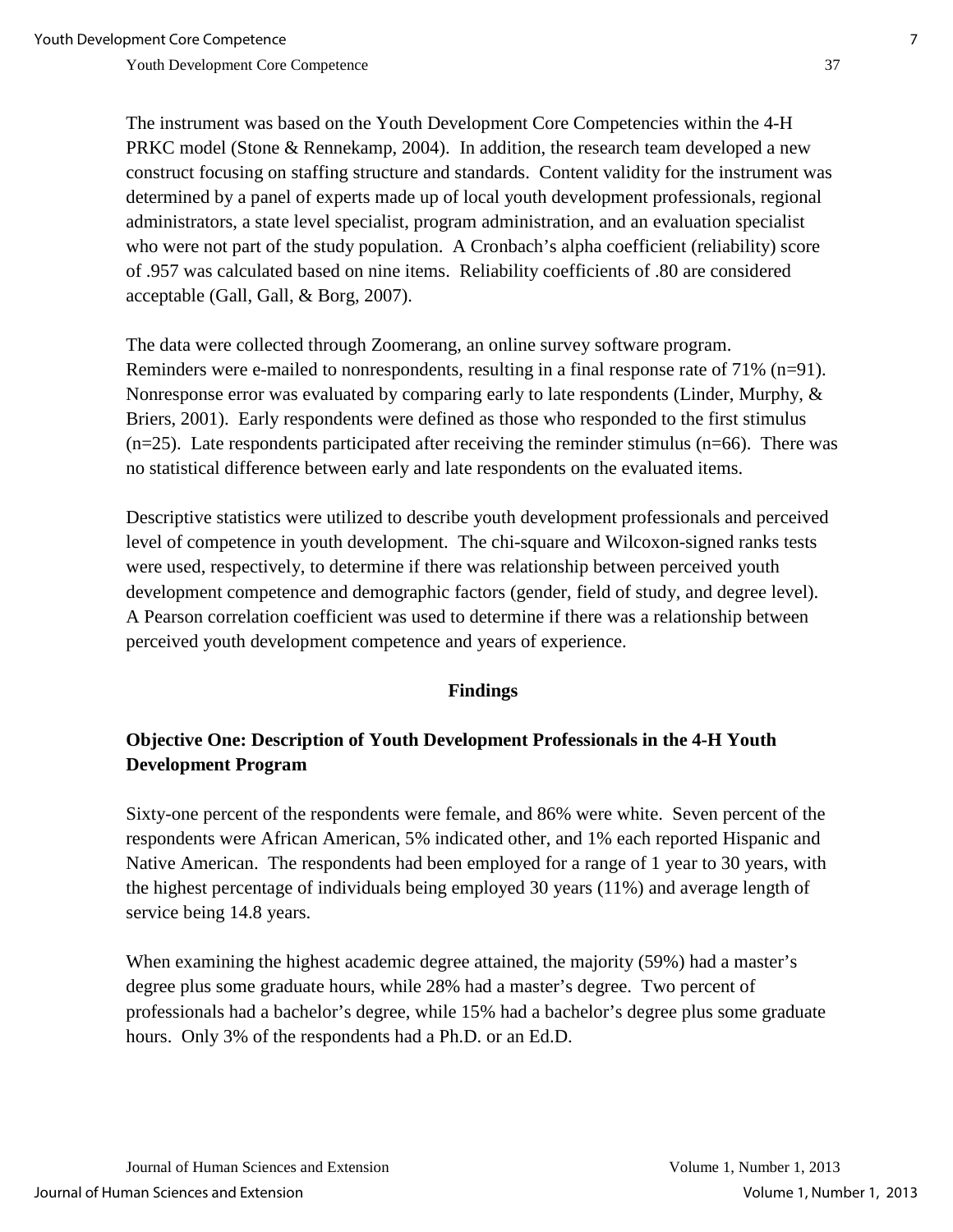The instrument was based on the Youth Development Core Competencies within the 4-H PRKC model (Stone & Rennekamp, 2004). In addition, the research team developed a new construct focusing on staffing structure and standards. Content validity for the instrument was determined by a panel of experts made up of local youth development professionals, regional administrators, a state level specialist, program administration, and an evaluation specialist who were not part of the study population. A Cronbach's alpha coefficient (reliability) score of .957 was calculated based on nine items. Reliability coefficients of .80 are considered acceptable (Gall, Gall, & Borg, 2007).

The data were collected through Zoomerang, an online survey software program. Reminders were e-mailed to nonrespondents, resulting in a final response rate of 71% ($n=91$). Nonresponse error was evaluated by comparing early to late respondents (Linder, Murphy, & Briers, 2001). Early respondents were defined as those who responded to the first stimulus ($n=25$). Late respondents participated after receiving the reminder stimulus ($n=66$). There was no statistical difference between early and late respondents on the evaluated items.

Descriptive statistics were utilized to describe youth development professionals and perceived level of competence in youth development. The chi-square and Wilcoxon-signed ranks tests were used, respectively, to determine if there was relationship between perceived youth development competence and demographic factors (gender, field of study, and degree level). A Pearson correlation coefficient was used to determine if there was a relationship between perceived youth development competence and years of experience.

## Findings

### Objective One: Description of Youth Development Professionals in the 4-H Youth Development Program

Sixty-one percent of the respondents were female, and 86% were white. Seven percent of the respondents were African American, 5% indicated other, and 1% each reported Hispanic and Native American. The respondents had been employed for a range of 1 year to 30 years, with the highest percentage of individuals being employed 30 years (11%) and average length of service being 14.8 years.

When examining the highest academic degree attained, the majority (59%) had a master's degree plus some graduate hours, while 28% had a master's degree. Two percent of professionals had a bachelor's degree, while 15% had a bachelor's degree plus some graduate hours. Only 3% of the respondents had a Ph.D. or an Ed.D.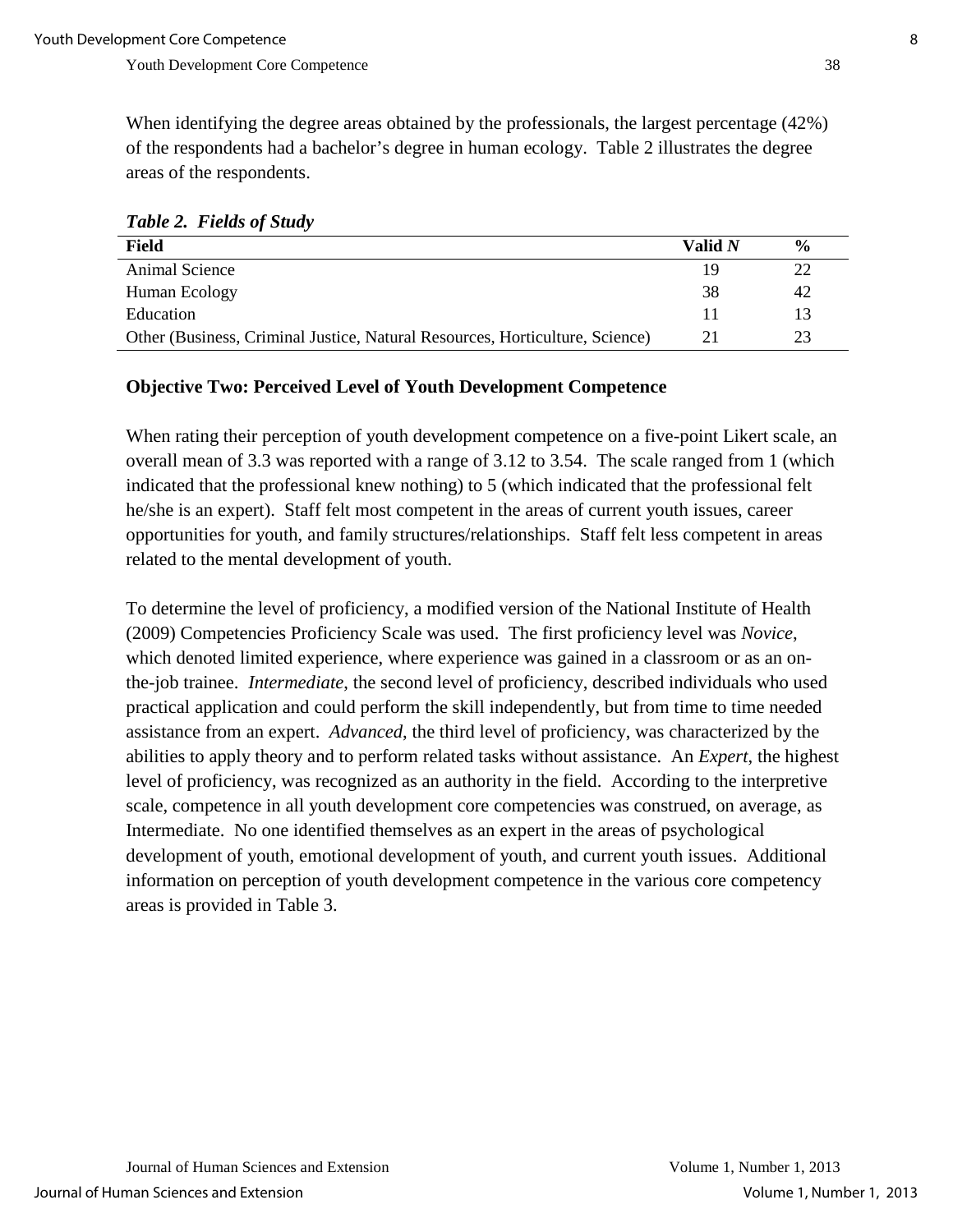When identifying the degree areas obtained by the professionals, the largest percentage (42%) of the respondents had a bachelor's degree in human ecology. Table 2 illustrates the degree areas of the respondents.

***Table 2. Fields of Study***

| Field | Valid *N* | % |
|---|---|---|
| Animal Science | 19 | 22 |
| Human Ecology | 38 | 42 |
| Education | 11 | 13 |
| Other (Business, Criminal Justice, Natural Resources, Horticulture, Science) | 21 | 23 |

**Objective Two: Perceived Level of Youth Development Competence**

When rating their perception of youth development competence on a five-point Likert scale, an overall mean of 3.3 was reported with a range of 3.12 to 3.54. The scale ranged from 1 (which indicated that the professional knew nothing) to 5 (which indicated that the professional felt he/she is an expert). Staff felt most competent in the areas of current youth issues, career opportunities for youth, and family structures/relationships. Staff felt less competent in areas related to the mental development of youth.

To determine the level of proficiency, a modified version of the National Institute of Health (2009) Competencies Proficiency Scale was used. The first proficiency level was *Novice*, which denoted limited experience, where experience was gained in a classroom or as an on-the-job trainee. *Intermediate*, the second level of proficiency, described individuals who used practical application and could perform the skill independently, but from time to time needed assistance from an expert. *Advanced*, the third level of proficiency, was characterized by the abilities to apply theory and to perform related tasks without assistance. An *Expert*, the highest level of proficiency, was recognized as an authority in the field. According to the interpretive scale, competence in all youth development core competencies was construed, on average, as Intermediate. No one identified themselves as an expert in the areas of psychological development of youth, emotional development of youth, and current youth issues. Additional information on perception of youth development competence in the various core competency areas is provided in Table 3.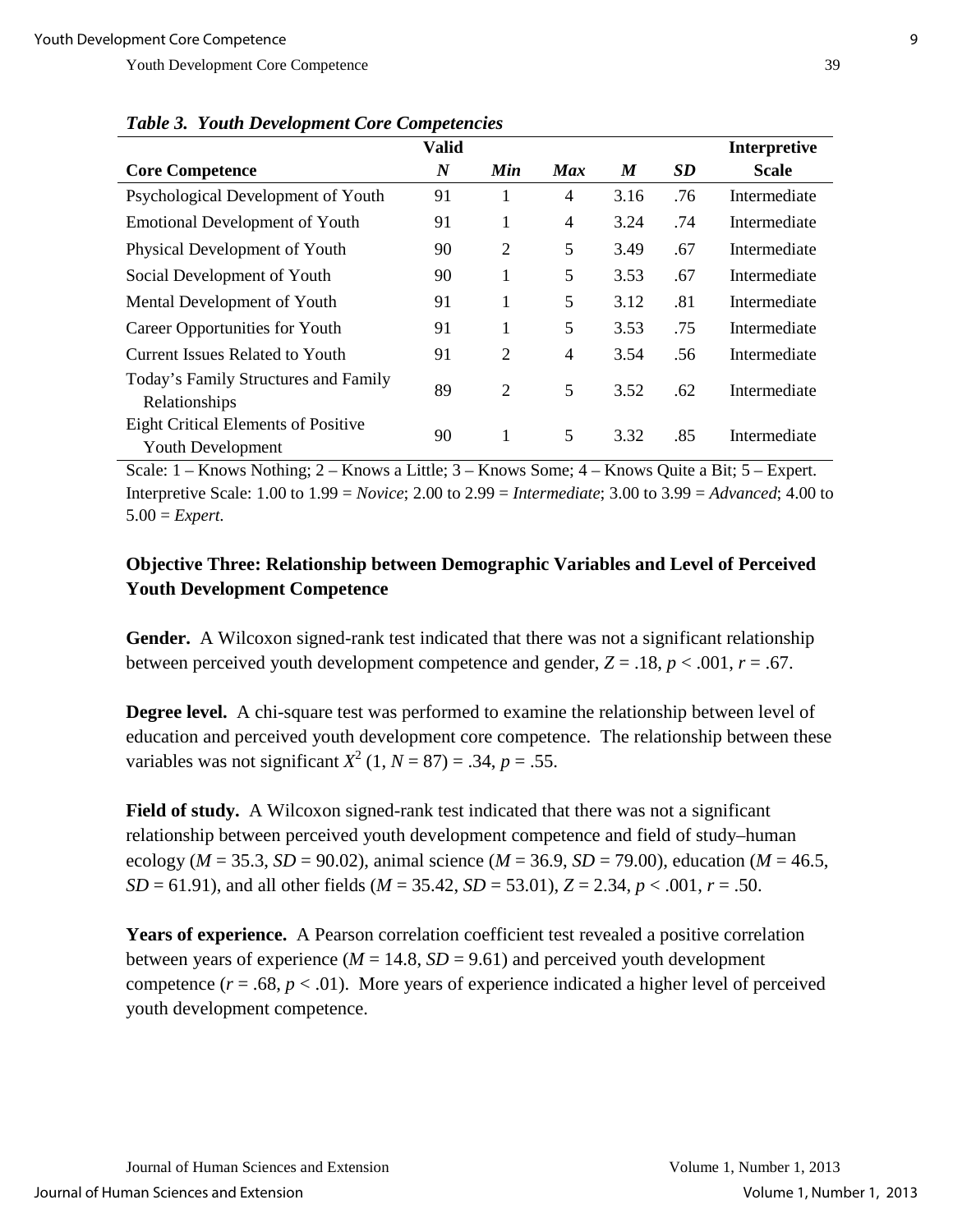*Table 3. Youth Development Core Competencies*

| Core Competence | Valid *N* | *Min* | *Max* | *M* | *SD* | Interpretive Scale |
|---|---|---|---|---|---|---|
| Psychological Development of Youth | 91 | 1 | 4 | 3.16 | .76 | Intermediate |
| Emotional Development of Youth | 91 | 1 | 4 | 3.24 | .74 | Intermediate |
| Physical Development of Youth | 90 | 2 | 5 | 3.49 | .67 | Intermediate |
| Social Development of Youth | 90 | 1 | 5 | 3.53 | .67 | Intermediate |
| Mental Development of Youth | 91 | 1 | 5 | 3.12 | .81 | Intermediate |
| Career Opportunities for Youth | 91 | 1 | 5 | 3.53 | .75 | Intermediate |
| Current Issues Related to Youth | 91 | 2 | 4 | 3.54 | .56 | Intermediate |
| Today's Family Structures and Family Relationships | 89 | 2 | 5 | 3.52 | .62 | Intermediate |
| Eight Critical Elements of Positive Youth Development | 90 | 1 | 5 | 3.32 | .85 | Intermediate |

Scale: 1 – Knows Nothing; 2 – Knows a Little; 3 – Knows Some; 4 – Knows Quite a Bit; 5 – Expert. Interpretive Scale: 1.00 to 1.99 = *Novice*; 2.00 to 2.99 = *Intermediate*; 3.00 to 3.99 = *Advanced*; 4.00 to 5.00 = *Expert.*

### Objective Three: Relationship between Demographic Variables and Level of Perceived Youth Development Competence

**Gender.** A Wilcoxon signed-rank test indicated that there was not a significant relationship between perceived youth development competence and gender, $Z = .18$, $p < .001$, $r = .67$.

**Degree level.** A chi-square test was performed to examine the relationship between level of education and perceived youth development core competence. The relationship between these variables was not significant $X^2$ (1, $N = 87$) = .34, $p = .55$.

**Field of study.** A Wilcoxon signed-rank test indicated that there was not a significant relationship between perceived youth development competence and field of study–human ecology ($M = 35.3$, $SD = 90.02$), animal science ($M = 36.9$, $SD = 79.00$), education ($M = 46.5$, $SD = 61.91$), and all other fields ($M = 35.42$, $SD = 53.01$), $Z = 2.34$, $p < .001$, $r = .50$.

**Years of experience.** A Pearson correlation coefficient test revealed a positive correlation between years of experience ($M = 14.8$, $SD = 9.61$) and perceived youth development competence ($r = .68$, $p < .01$). More years of experience indicated a higher level of perceived youth development competence.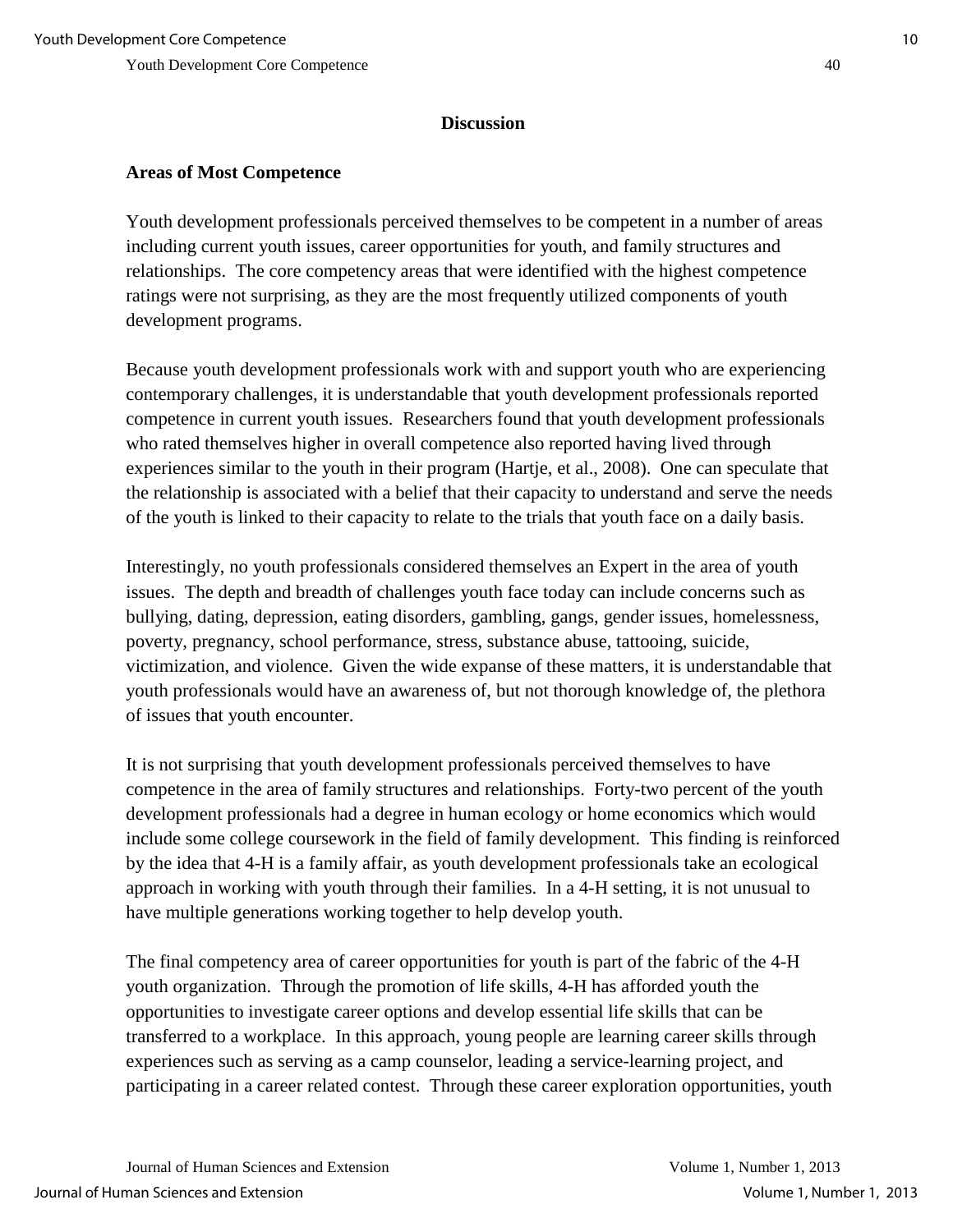## Discussion

### Areas of Most Competence

Youth development professionals perceived themselves to be competent in a number of areas including current youth issues, career opportunities for youth, and family structures and relationships. The core competency areas that were identified with the highest competence ratings were not surprising, as they are the most frequently utilized components of youth development programs.

Because youth development professionals work with and support youth who are experiencing contemporary challenges, it is understandable that youth development professionals reported competence in current youth issues. Researchers found that youth development professionals who rated themselves higher in overall competence also reported having lived through experiences similar to the youth in their program (Hartje, et al., 2008). One can speculate that the relationship is associated with a belief that their capacity to understand and serve the needs of the youth is linked to their capacity to relate to the trials that youth face on a daily basis.

Interestingly, no youth professionals considered themselves an Expert in the area of youth issues. The depth and breadth of challenges youth face today can include concerns such as bullying, dating, depression, eating disorders, gambling, gangs, gender issues, homelessness, poverty, pregnancy, school performance, stress, substance abuse, tattooing, suicide, victimization, and violence. Given the wide expanse of these matters, it is understandable that youth professionals would have an awareness of, but not thorough knowledge of, the plethora of issues that youth encounter.

It is not surprising that youth development professionals perceived themselves to have competence in the area of family structures and relationships. Forty-two percent of the youth development professionals had a degree in human ecology or home economics which would include some college coursework in the field of family development. This finding is reinforced by the idea that 4-H is a family affair, as youth development professionals take an ecological approach in working with youth through their families. In a 4-H setting, it is not unusual to have multiple generations working together to help develop youth.

The final competency area of career opportunities for youth is part of the fabric of the 4-H youth organization. Through the promotion of life skills, 4-H has afforded youth the opportunities to investigate career options and develop essential life skills that can be transferred to a workplace. In this approach, young people are learning career skills through experiences such as serving as a camp counselor, leading a service-learning project, and participating in a career related contest. Through these career exploration opportunities, youth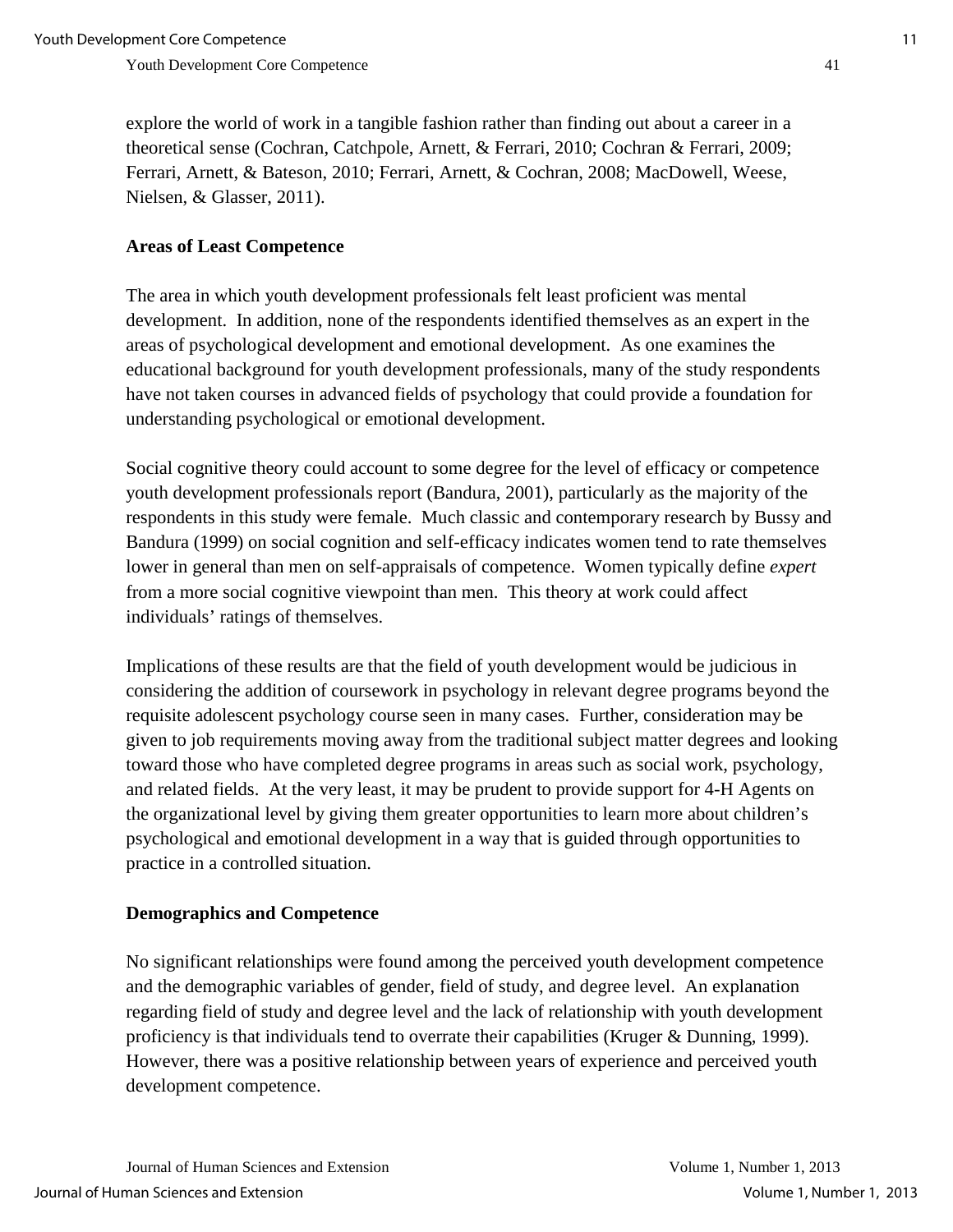explore the world of work in a tangible fashion rather than finding out about a career in a theoretical sense (Cochran, Catchpole, Arnett, & Ferrari, 2010; Cochran & Ferrari, 2009; Ferrari, Arnett, & Bateson, 2010; Ferrari, Arnett, & Cochran, 2008; MacDowell, Weese, Nielsen, & Glasser, 2011).

### Areas of Least Competence

The area in which youth development professionals felt least proficient was mental development. In addition, none of the respondents identified themselves as an expert in the areas of psychological development and emotional development. As one examines the educational background for youth development professionals, many of the study respondents have not taken courses in advanced fields of psychology that could provide a foundation for understanding psychological or emotional development.

Social cognitive theory could account to some degree for the level of efficacy or competence youth development professionals report (Bandura, 2001), particularly as the majority of the respondents in this study were female. Much classic and contemporary research by Bussy and Bandura (1999) on social cognition and self-efficacy indicates women tend to rate themselves lower in general than men on self-appraisals of competence. Women typically define *expert* from a more social cognitive viewpoint than men. This theory at work could affect individuals' ratings of themselves.

Implications of these results are that the field of youth development would be judicious in considering the addition of coursework in psychology in relevant degree programs beyond the requisite adolescent psychology course seen in many cases. Further, consideration may be given to job requirements moving away from the traditional subject matter degrees and looking toward those who have completed degree programs in areas such as social work, psychology, and related fields. At the very least, it may be prudent to provide support for 4-H Agents on the organizational level by giving them greater opportunities to learn more about children's psychological and emotional development in a way that is guided through opportunities to practice in a controlled situation.

### Demographics and Competence

No significant relationships were found among the perceived youth development competence and the demographic variables of gender, field of study, and degree level. An explanation regarding field of study and degree level and the lack of relationship with youth development proficiency is that individuals tend to overrate their capabilities (Kruger & Dunning, 1999). However, there was a positive relationship between years of experience and perceived youth development competence.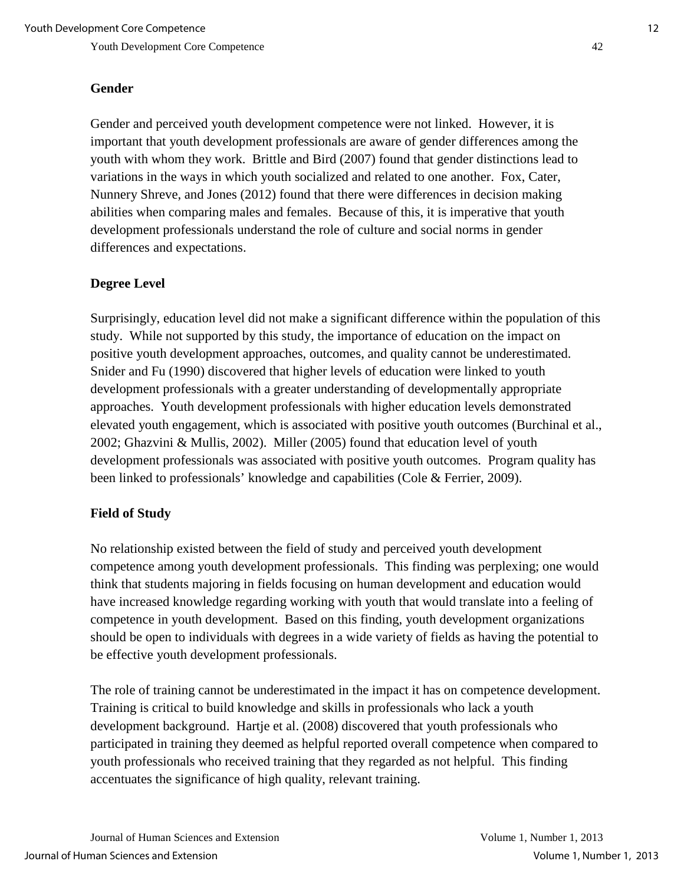### Gender

Gender and perceived youth development competence were not linked. However, it is important that youth development professionals are aware of gender differences among the youth with whom they work. Brittle and Bird (2007) found that gender distinctions lead to variations in the ways in which youth socialized and related to one another. Fox, Cater, Nunnery Shreve, and Jones (2012) found that there were differences in decision making abilities when comparing males and females. Because of this, it is imperative that youth development professionals understand the role of culture and social norms in gender differences and expectations.

### Degree Level

Surprisingly, education level did not make a significant difference within the population of this study. While not supported by this study, the importance of education on the impact on positive youth development approaches, outcomes, and quality cannot be underestimated. Snider and Fu (1990) discovered that higher levels of education were linked to youth development professionals with a greater understanding of developmentally appropriate approaches. Youth development professionals with higher education levels demonstrated elevated youth engagement, which is associated with positive youth outcomes (Burchinal et al., 2002; Ghazvini & Mullis, 2002). Miller (2005) found that education level of youth development professionals was associated with positive youth outcomes. Program quality has been linked to professionals' knowledge and capabilities (Cole & Ferrier, 2009).

### Field of Study

No relationship existed between the field of study and perceived youth development competence among youth development professionals. This finding was perplexing; one would think that students majoring in fields focusing on human development and education would have increased knowledge regarding working with youth that would translate into a feeling of competence in youth development. Based on this finding, youth development organizations should be open to individuals with degrees in a wide variety of fields as having the potential to be effective youth development professionals.

The role of training cannot be underestimated in the impact it has on competence development. Training is critical to build knowledge and skills in professionals who lack a youth development background. Hartje et al. (2008) discovered that youth professionals who participated in training they deemed as helpful reported overall competence when compared to youth professionals who received training that they regarded as not helpful. This finding accentuates the significance of high quality, relevant training.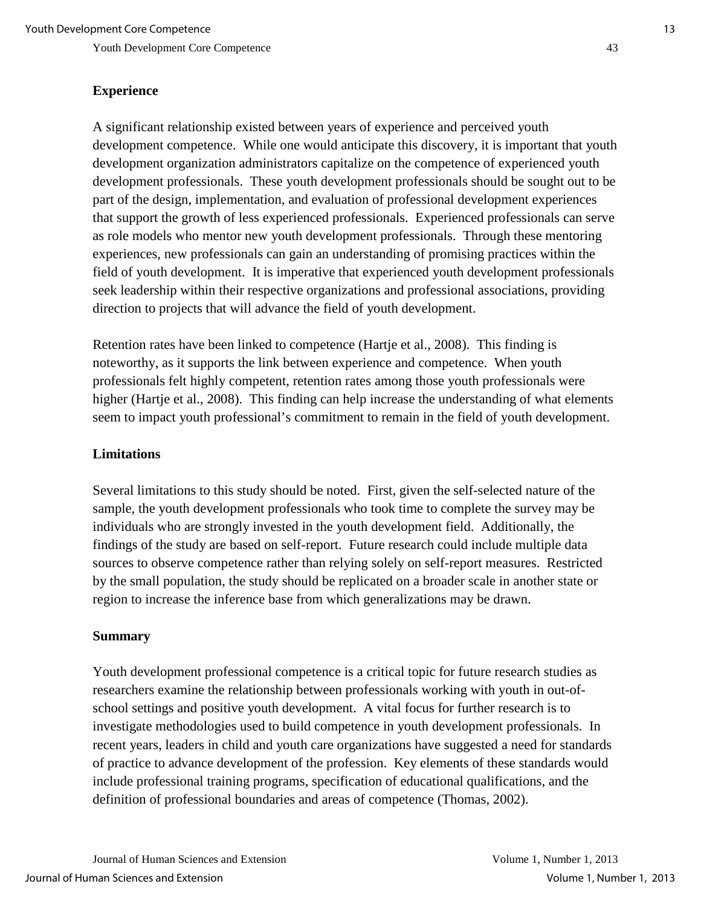### Experience

A significant relationship existed between years of experience and perceived youth development competence. While one would anticipate this discovery, it is important that youth development organization administrators capitalize on the competence of experienced youth development professionals. These youth development professionals should be sought out to be part of the design, implementation, and evaluation of professional development experiences that support the growth of less experienced professionals. Experienced professionals can serve as role models who mentor new youth development professionals. Through these mentoring experiences, new professionals can gain an understanding of promising practices within the field of youth development. It is imperative that experienced youth development professionals seek leadership within their respective organizations and professional associations, providing direction to projects that will advance the field of youth development.

Retention rates have been linked to competence (Hartje et al., 2008). This finding is noteworthy, as it supports the link between experience and competence. When youth professionals felt highly competent, retention rates among those youth professionals were higher (Hartje et al., 2008). This finding can help increase the understanding of what elements seem to impact youth professional's commitment to remain in the field of youth development.

### Limitations

Several limitations to this study should be noted. First, given the self-selected nature of the sample, the youth development professionals who took time to complete the survey may be individuals who are strongly invested in the youth development field. Additionally, the findings of the study are based on self-report. Future research could include multiple data sources to observe competence rather than relying solely on self-report measures. Restricted by the small population, the study should be replicated on a broader scale in another state or region to increase the inference base from which generalizations may be drawn.

### Summary

Youth development professional competence is a critical topic for future research studies as researchers examine the relationship between professionals working with youth in out-of-school settings and positive youth development. A vital focus for further research is to investigate methodologies used to build competence in youth development professionals. In recent years, leaders in child and youth care organizations have suggested a need for standards of practice to advance development of the profession. Key elements of these standards would include professional training programs, specification of educational qualifications, and the definition of professional boundaries and areas of competence (Thomas, 2002).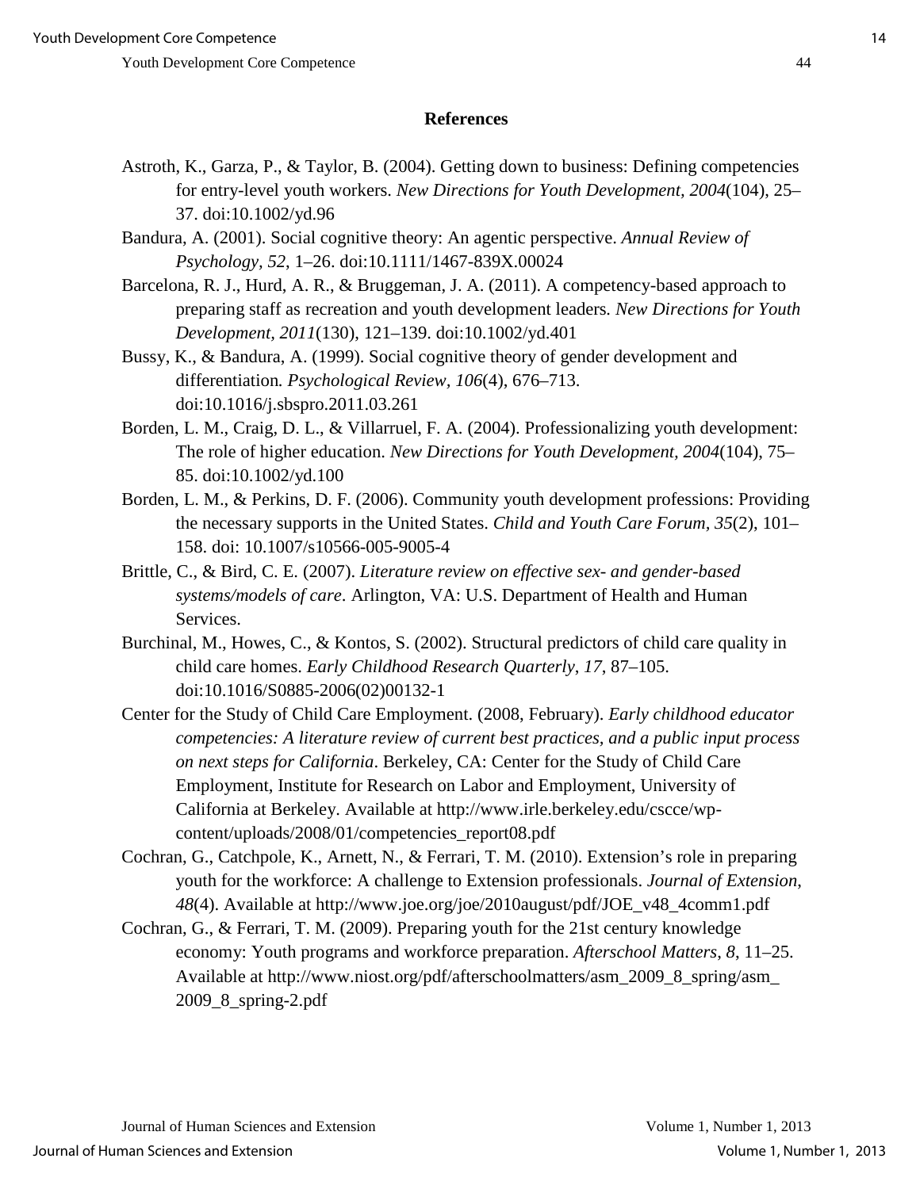## References

Astroth, K., Garza, P., & Taylor, B. (2004). Getting down to business: Defining competencies for entry-level youth workers. *New Directions for Youth Development, 2004*(104), 25–37. doi:10.1002/yd.96

Bandura, A. (2001). Social cognitive theory: An agentic perspective. *Annual Review of Psychology, 52*, 1–26. doi:10.1111/1467-839X.00024

Barcelona, R. J., Hurd, A. R., & Bruggeman, J. A. (2011). A competency-based approach to preparing staff as recreation and youth development leaders. *New Directions for Youth Development, 2011*(130), 121–139. doi:10.1002/yd.401

Bussy, K., & Bandura, A. (1999). Social cognitive theory of gender development and differentiation. *Psychological Review, 106*(4), 676–713. doi:10.1016/j.sbspro.2011.03.261

Borden, L. M., Craig, D. L., & Villarruel, F. A. (2004). Professionalizing youth development: The role of higher education. *New Directions for Youth Development, 2004*(104), 75–85. doi:10.1002/yd.100

Borden, L. M., & Perkins, D. F. (2006). Community youth development professions: Providing the necessary supports in the United States. *Child and Youth Care Forum, 35*(2), 101–158. doi: 10.1007/s10566-005-9005-4

Brittle, C., & Bird, C. E. (2007). *Literature review on effective sex- and gender-based systems/models of care*. Arlington, VA: U.S. Department of Health and Human Services.

Burchinal, M., Howes, C., & Kontos, S. (2002). Structural predictors of child care quality in child care homes. *Early Childhood Research Quarterly, 17*, 87–105. doi:10.1016/S0885-2006(02)00132-1

Center for the Study of Child Care Employment. (2008, February). *Early childhood educator competencies: A literature review of current best practices, and a public input process on next steps for California*. Berkeley, CA: Center for the Study of Child Care Employment, Institute for Research on Labor and Employment, University of California at Berkeley. Available at http://www.irle.berkeley.edu/cscce/wp-content/uploads/2008/01/competencies_report08.pdf

Cochran, G., Catchpole, K., Arnett, N., & Ferrari, T. M. (2010). Extension's role in preparing youth for the workforce: A challenge to Extension professionals. *Journal of Extension, 48*(4). Available at http://www.joe.org/joe/2010august/pdf/JOE_v48_4comm1.pdf

Cochran, G., & Ferrari, T. M. (2009). Preparing youth for the 21st century knowledge economy: Youth programs and workforce preparation. *Afterschool Matters, 8*, 11–25. Available at http://www.niost.org/pdf/afterschoolmatters/asm_2009_8_spring/asm_2009_8_spring-2.pdf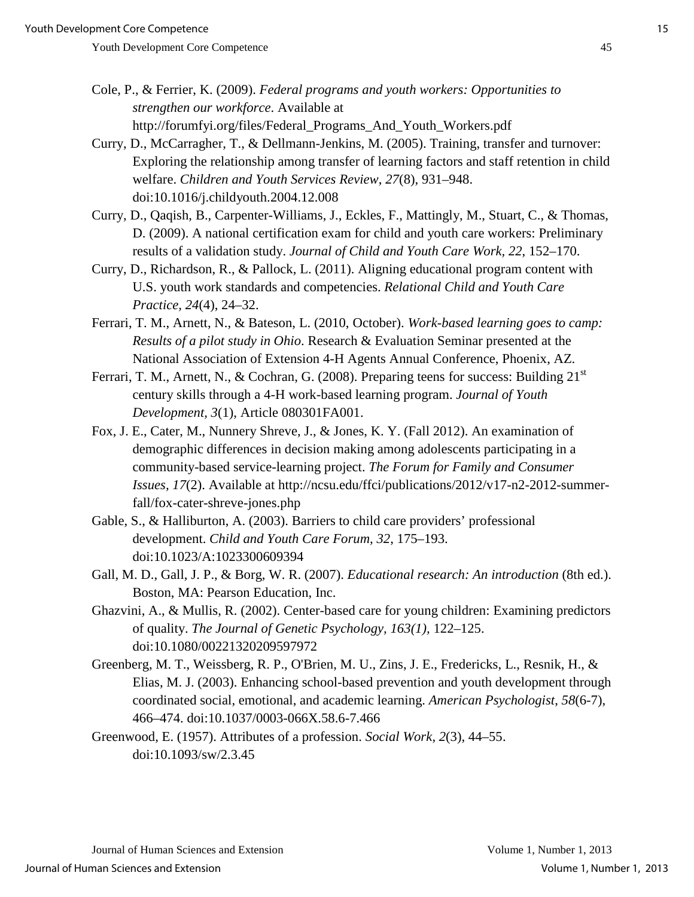Cole, P., & Ferrier, K. (2009). *Federal programs and youth workers: Opportunities to strengthen our workforce*. Available at http://forumfyi.org/files/Federal_Programs_And_Youth_Workers.pdf

Curry, D., McCarragher, T., & Dellmann-Jenkins, M. (2005). Training, transfer and turnover: Exploring the relationship among transfer of learning factors and staff retention in child welfare. *Children and Youth Services Review*, *27*(8), 931–948. doi:10.1016/j.childyouth.2004.12.008

Curry, D., Qaqish, B., Carpenter-Williams, J., Eckles, F., Mattingly, M., Stuart, C., & Thomas, D. (2009). A national certification exam for child and youth care workers: Preliminary results of a validation study. *Journal of Child and Youth Care Work, 22*, 152–170.

Curry, D., Richardson, R., & Pallock, L. (2011). Aligning educational program content with U.S. youth work standards and competencies. *Relational Child and Youth Care Practice, 24*(4), 24–32.

Ferrari, T. M., Arnett, N., & Bateson, L. (2010, October). *Work-based learning goes to camp: Results of a pilot study in Ohio*. Research & Evaluation Seminar presented at the National Association of Extension 4-H Agents Annual Conference, Phoenix, AZ.

Ferrari, T. M., Arnett, N., & Cochran, G. (2008). Preparing teens for success: Building 21st century skills through a 4-H work-based learning program. *Journal of Youth Development, 3*(1), Article 080301FA001.

Fox, J. E., Cater, M., Nunnery Shreve, J., & Jones, K. Y. (Fall 2012). An examination of demographic differences in decision making among adolescents participating in a community-based service-learning project. *The Forum for Family and Consumer Issues, 17*(2). Available at http://ncsu.edu/ffci/publications/2012/v17-n2-2012-summer-fall/fox-cater-shreve-jones.php

Gable, S., & Halliburton, A. (2003). Barriers to child care providers' professional development. *Child and Youth Care Forum, 32*, 175–193. doi:10.1023/A:1023300609394

Gall, M. D., Gall, J. P., & Borg, W. R. (2007). *Educational research: An introduction* (8th ed.). Boston, MA: Pearson Education, Inc.

Ghazvini, A., & Mullis, R. (2002). Center-based care for young children: Examining predictors of quality. *The Journal of Genetic Psychology, 163(1)*, 122–125. doi:10.1080/00221320209597972

Greenberg, M. T., Weissberg, R. P., O'Brien, M. U., Zins, J. E., Fredericks, L., Resnik, H., & Elias, M. J. (2003). Enhancing school-based prevention and youth development through coordinated social, emotional, and academic learning. *American Psychologist*, *58*(6-7), 466–474. doi:10.1037/0003-066X.58.6-7.466

Greenwood, E. (1957). Attributes of a profession. *Social Work*, *2*(3), 44–55. doi:10.1093/sw/2.3.45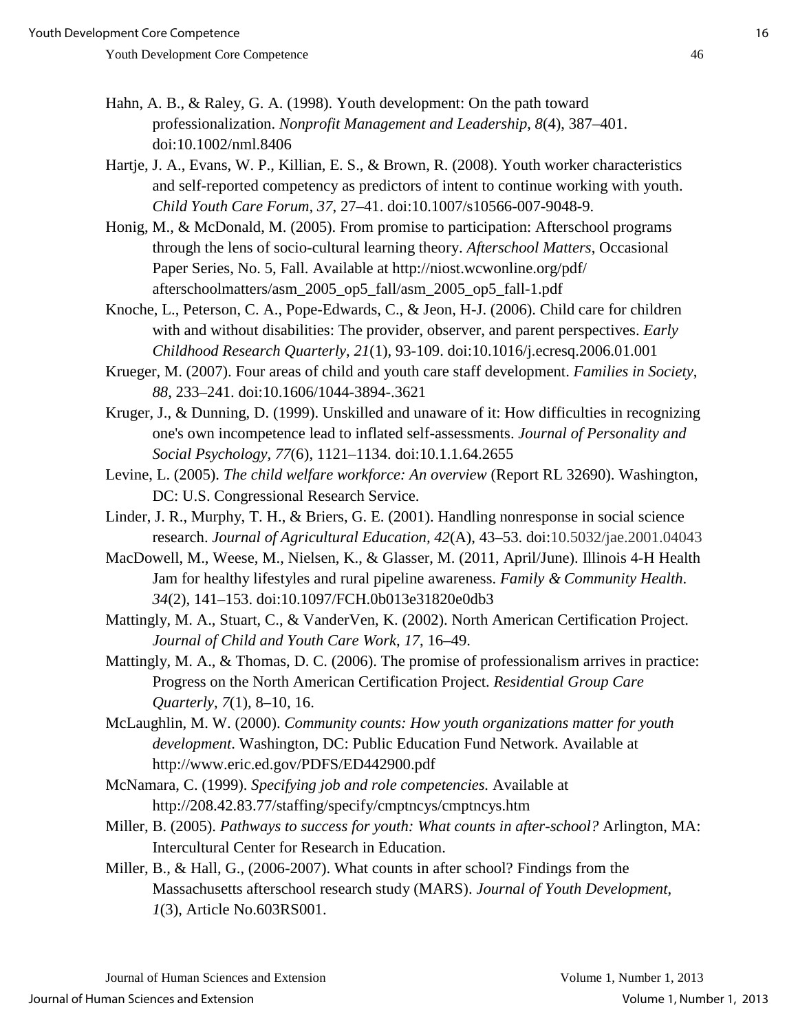Hahn, A. B., & Raley, G. A. (1998). Youth development: On the path toward professionalization. *Nonprofit Management and Leadership*, *8*(4), 387–401. doi:10.1002/nml.8406

Hartje, J. A., Evans, W. P., Killian, E. S., & Brown, R. (2008). Youth worker characteristics and self-reported competency as predictors of intent to continue working with youth. *Child Youth Care Forum*, *37*, 27–41. doi:10.1007/s10566-007-9048-9.

Honig, M., & McDonald, M. (2005). From promise to participation: Afterschool programs through the lens of socio-cultural learning theory. *Afterschool Matters*, Occasional Paper Series, No. 5, Fall. Available at http://niost.wcwonline.org/pdf/afterschoolmatters/asm_2005_op5_fall/asm_2005_op5_fall-1.pdf

Knoche, L., Peterson, C. A., Pope-Edwards, C., & Jeon, H-J. (2006). Child care for children with and without disabilities: The provider, observer, and parent perspectives. *Early Childhood Research Quarterly*, *21*(1), 93-109. doi:10.1016/j.ecresq.2006.01.001

Krueger, M. (2007). Four areas of child and youth care staff development. *Families in Society*, *88*, 233–241. doi:10.1606/1044-3894-.3621

Kruger, J., & Dunning, D. (1999). Unskilled and unaware of it: How difficulties in recognizing one's own incompetence lead to inflated self-assessments. *Journal of Personality and Social Psychology, 77*(6), 1121–1134. doi:10.1.1.64.2655

Levine, L. (2005). *The child welfare workforce: An overview* (Report RL 32690). Washington, DC: U.S. Congressional Research Service.

Linder, J. R., Murphy, T. H., & Briers, G. E. (2001). Handling nonresponse in social science research. *Journal of Agricultural Education, 42*(A), 43–53. doi:10.5032/jae.2001.04043

MacDowell, M., Weese, M., Nielsen, K., & Glasser, M. (2011, April/June). Illinois 4-H Health Jam for healthy lifestyles and rural pipeline awareness. *Family & Community Health*. *34*(2), 141–153. doi:10.1097/FCH.0b013e31820e0db3

Mattingly, M. A., Stuart, C., & VanderVen, K. (2002). North American Certification Project. *Journal of Child and Youth Care Work*, *17*, 16–49.

Mattingly, M. A., & Thomas, D. C. (2006). The promise of professionalism arrives in practice: Progress on the North American Certification Project. *Residential Group Care Quarterly*, *7*(1), 8–10, 16.

McLaughlin, M. W. (2000). *Community counts: How youth organizations matter for youth development*. Washington, DC: Public Education Fund Network. Available at http://www.eric.ed.gov/PDFS/ED442900.pdf

McNamara, C. (1999). *Specifying job and role competencies.* Available at http://208.42.83.77/staffing/specify/cmptncys/cmptncys.htm

Miller, B. (2005). *Pathways to success for youth: What counts in after-school?* Arlington, MA: Intercultural Center for Research in Education.

Miller, B., & Hall, G., (2006-2007). What counts in after school? Findings from the Massachusetts afterschool research study (MARS). *Journal of Youth Development*, *1*(3), Article No.603RS001.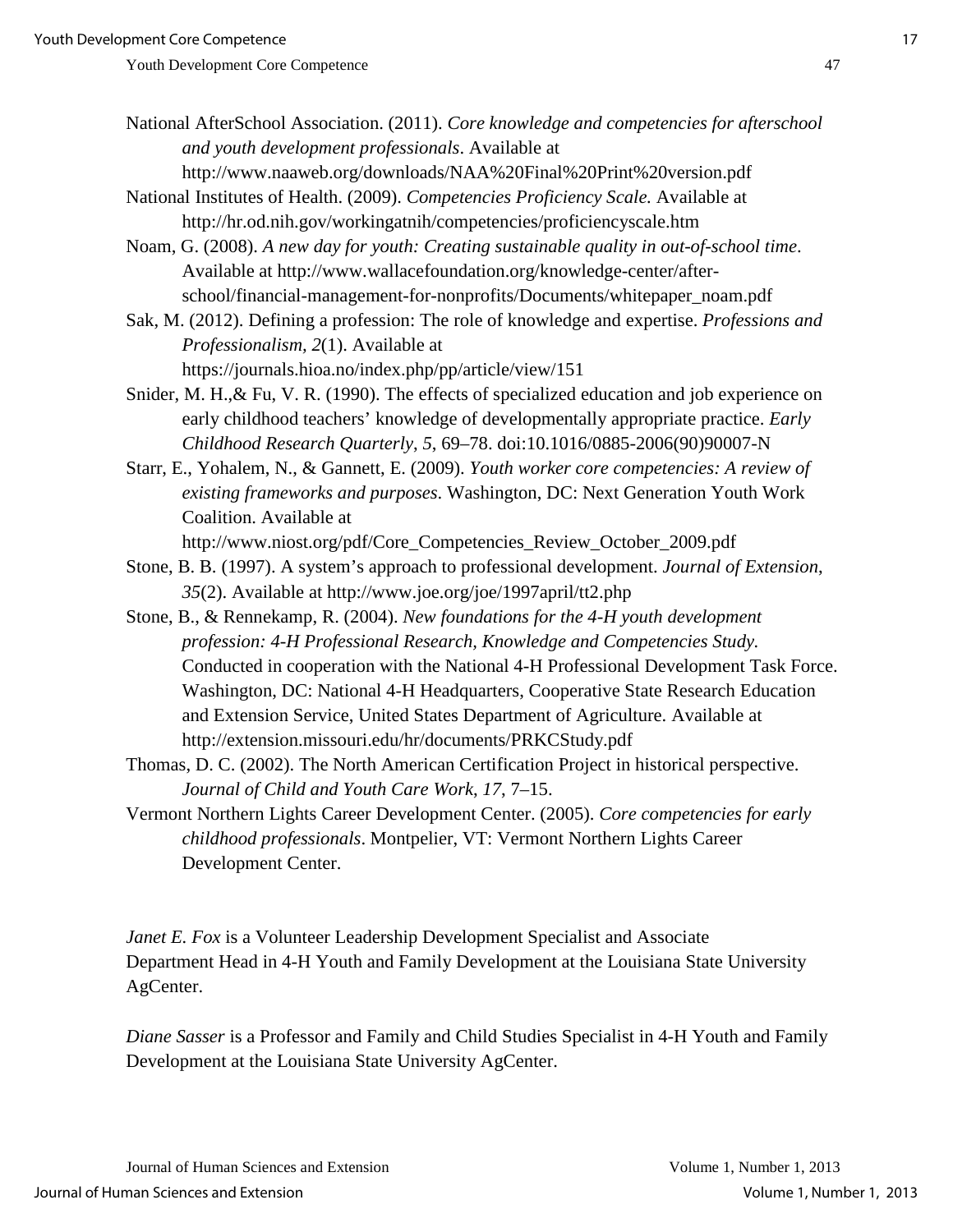National AfterSchool Association. (2011). *Core knowledge and competencies for afterschool and youth development professionals*. Available at http://www.naaweb.org/downloads/NAA%20Final%20Print%20version.pdf

National Institutes of Health. (2009). *Competencies Proficiency Scale.* Available at http://hr.od.nih.gov/workingatnih/competencies/proficiencyscale.htm

Noam, G. (2008). *A new day for youth: Creating sustainable quality in out-of-school time*. Available at http://www.wallacefoundation.org/knowledge-center/after-school/financial-management-for-nonprofits/Documents/whitepaper_noam.pdf

Sak, M. (2012). Defining a profession: The role of knowledge and expertise. *Professions and Professionalism, 2*(1). Available at https://journals.hioa.no/index.php/pp/article/view/151

Snider, M. H.,& Fu, V. R. (1990). The effects of specialized education and job experience on early childhood teachers' knowledge of developmentally appropriate practice. *Early Childhood Research Quarterly, 5*, 69–78. doi:10.1016/0885-2006(90)90007-N

Starr, E., Yohalem, N., & Gannett, E. (2009). *Youth worker core competencies: A review of existing frameworks and purposes*. Washington, DC: Next Generation Youth Work Coalition. Available at http://www.niost.org/pdf/Core_Competencies_Review_October_2009.pdf

Stone, B. B. (1997). A system's approach to professional development. *Journal of Extension*, *35*(2). Available at http://www.joe.org/joe/1997april/tt2.php

Stone, B., & Rennekamp, R. (2004). *New foundations for the 4-H youth development profession: 4-H Professional Research, Knowledge and Competencies Study.* Conducted in cooperation with the National 4-H Professional Development Task Force. Washington, DC: National 4-H Headquarters, Cooperative State Research Education and Extension Service, United States Department of Agriculture. Available at http://extension.missouri.edu/hr/documents/PRKCStudy.pdf

Thomas, D. C. (2002). The North American Certification Project in historical perspective. *Journal of Child and Youth Care Work*, *17*, 7–15.

Vermont Northern Lights Career Development Center. (2005). *Core competencies for early childhood professionals*. Montpelier, VT: Vermont Northern Lights Career Development Center.

*Janet E. Fox* is a Volunteer Leadership Development Specialist and Associate Department Head in 4-H Youth and Family Development at the Louisiana State University AgCenter.

*Diane Sasser* is a Professor and Family and Child Studies Specialist in 4-H Youth and Family Development at the Louisiana State University AgCenter.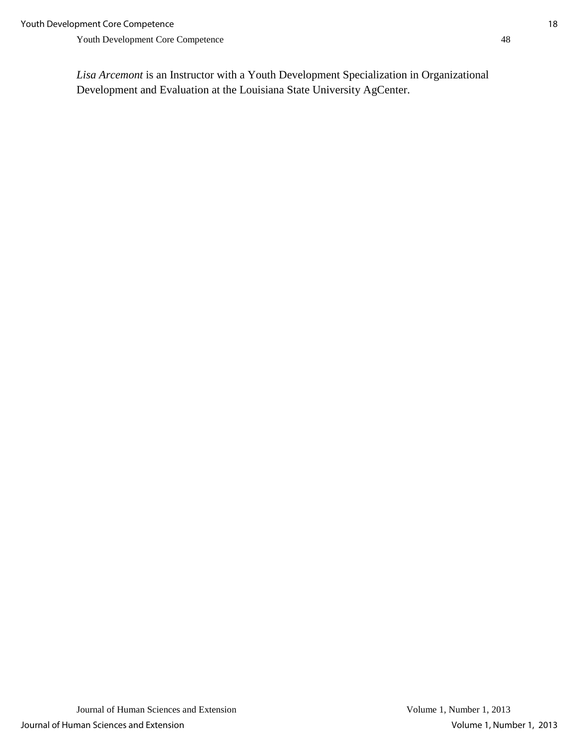*Lisa Arcemont* is an Instructor with a Youth Development Specialization in Organizational Development and Evaluation at the Louisiana State University AgCenter.